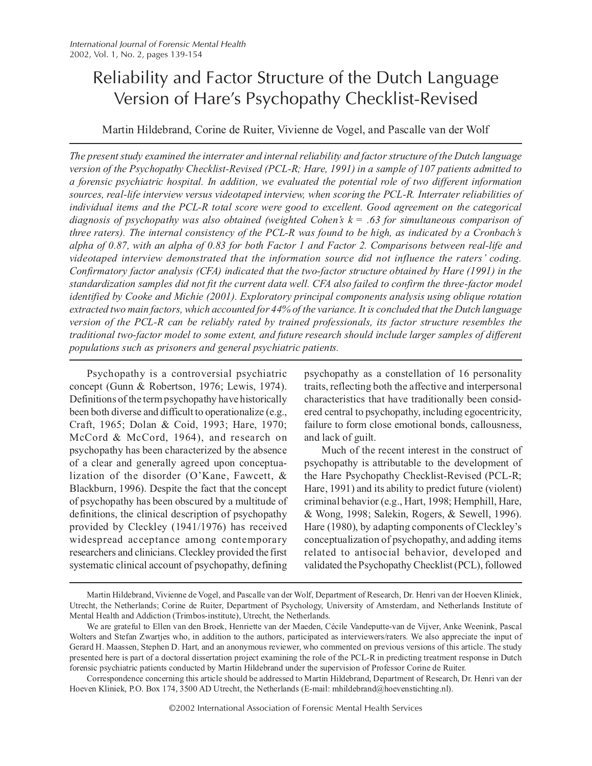# Reliability and Factor Structure of the Dutch Language Version of Hare's Psychopathy Checklist-Revised

Martin Hildebrand, Corine de Ruiter, Vivienne de Vogel, and Pascalle van der Wolf

*The present study examined the interrater and internal reliability and factor structure of the Dutch language version of the Psychopathy Checklist-Revised (PCL-R; Hare, 1991) in a sample of 107 patients admitted to a forensic psychiatric hospital. In addition, we evaluated the potential role of two different information sources, real-life interview versus videotaped interview, when scoring the PCL-R. Interrater reliabilities of individual items and the PCL-R total score were good to excellent. Good agreement on the categorical diagnosis of psychopathy was also obtained (weighted Cohen's k = .63 for simultaneous comparison of three raters). The internal consistency of the PCL-R was found to be high, as indicated by a Cronbach's alpha of 0.87, with an alpha of 0.83 for both Factor 1 and Factor 2. Comparisons between real-life and videotaped interview demonstrated that the information source did not influence the raters' coding. Confirmatory factor analysis (CFA) indicated that the two-factor structure obtained by Hare (1991) in the standardization samples did not fit the current data well. CFA also failed to confirm the three-factor model identified by Cooke and Michie (2001). Exploratory principal components analysis using oblique rotation extracted two main factors, which accounted for 44% of the variance. It is concluded that the Dutch language version of the PCL-R can be reliably rated by trained professionals, its factor structure resembles the traditional two-factor model to some extent, and future research should include larger samples of different populations such as prisoners and general psychiatric patients.*

Psychopathy is a controversial psychiatric concept (Gunn & Robertson, 1976; Lewis, 1974). Definitions of the term psychopathy have historically been both diverse and difficult to operationalize (e.g., Craft, 1965; Dolan & Coid, 1993; Hare, 1970; McCord & McCord, 1964), and research on psychopathy has been characterized by the absence of a clear and generally agreed upon conceptualization of the disorder (O'Kane, Fawcett, & Blackburn, 1996). Despite the fact that the concept of psychopathy has been obscured by a multitude of definitions, the clinical description of psychopathy provided by Cleckley (1941/1976) has received widespread acceptance among contemporary researchers and clinicians. Cleckley provided the first systematic clinical account of psychopathy, defining psychopathy as a constellation of 16 personality traits, reflecting both the affective and interpersonal characteristics that have traditionally been considered central to psychopathy, including egocentricity, failure to form close emotional bonds, callousness, and lack of guilt.

Much of the recent interest in the construct of psychopathy is attributable to the development of the Hare Psychopathy Checklist-Revised (PCL-R; Hare, 1991) and its ability to predict future (violent) criminal behavior (e.g., Hart, 1998; Hemphill, Hare, & Wong, 1998; Salekin, Rogers, & Sewell, 1996). Hare (1980), by adapting components of Cleckley's conceptualization of psychopathy, and adding items related to antisocial behavior, developed and validated the Psychopathy Checklist (PCL), followed

---

Martin Hildebrand, Vivienne de Vogel, and Pascalle van der Wolf, Department of Research, Dr. Henri van der Hoeven Kliniek, Utrecht, the Netherlands; Corine de Ruiter, Department of Psychology, University of Amsterdam, and Netherlands Institute of Mental Health and Addiction (Trimbos-institute), Utrecht, the Netherlands.

We are grateful to Ellen van den Broek, Henriette van der Maeden, Cécile Vandeputte-van de Vijver, Anke Weenink, Pascal Wolters and Stefan Zwartjes who, in addition to the authors, participated as interviewers/raters. We also appreciate the input of Gerard H. Maassen, Stephen D. Hart, and an anonymous reviewer, who commented on previous versions of this article. The study presented here is part of a doctoral dissertation project examining the role of the PCL-R in predicting treatment response in Dutch forensic psychiatric patients conducted by Martin Hildebrand under the supervision of Professor Corine de Ruiter.

Correspondence concerning this article should be addressed to Martin Hildebrand, Department of Research, Dr. Henri van der Hoeven Kliniek, P.O. Box 174, 3500 AD Utrecht, the Netherlands (E-mail: mhildebrand@hoevenstichting.nl).

©2002 International Association of Forensic Mental Health Services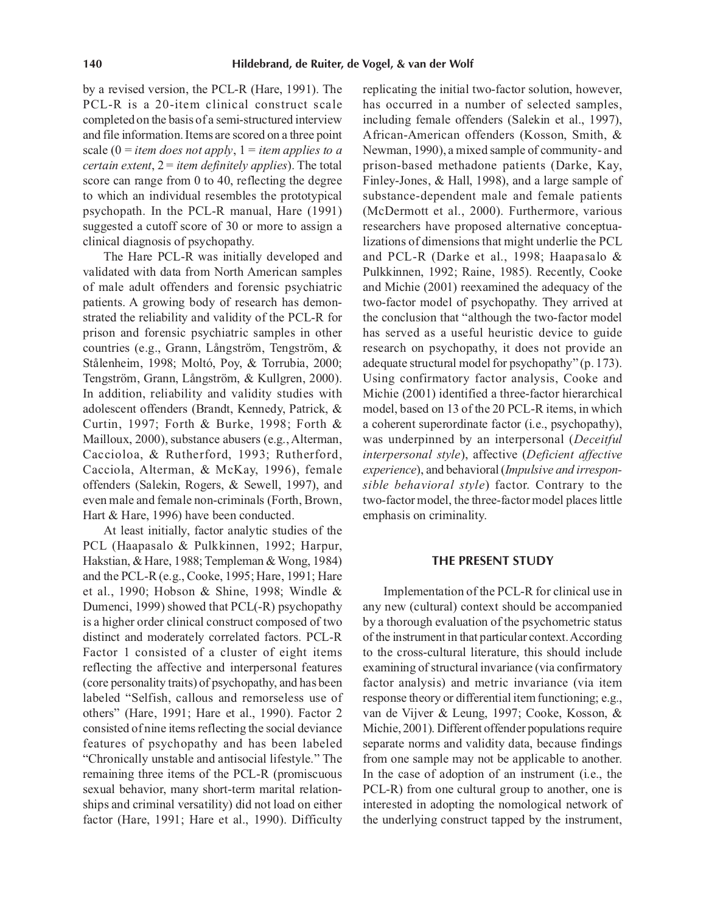by a revised version, the PCL-R (Hare, 1991). The PCL-R is a 20-item clinical construct scale completed on the basis of a semi-structured interview and file information. Items are scored on a three point scale (0 = *item does not apply*, 1 = *item applies to a certain extent*, 2 = *item definitely applies*). The total score can range from 0 to 40, reflecting the degree to which an individual resembles the prototypical psychopath. In the PCL-R manual, Hare (1991) suggested a cutoff score of 30 or more to assign a clinical diagnosis of psychopathy.

The Hare PCL-R was initially developed and validated with data from North American samples of male adult offenders and forensic psychiatric patients. A growing body of research has demonstrated the reliability and validity of the PCL-R for prison and forensic psychiatric samples in other countries (e.g., Grann, Långström, Tengström, & Stålenheim, 1998; Moltó, Poy, & Torrubia, 2000; Tengström, Grann, Långström, & Kullgren, 2000). In addition, reliability and validity studies with adolescent offenders (Brandt, Kennedy, Patrick, & Curtin, 1997; Forth & Burke, 1998; Forth & Mailloux, 2000), substance abusers (e.g., Alterman, Caccioloa, & Rutherford, 1993; Rutherford, Cacciola, Alterman, & McKay, 1996), female offenders (Salekin, Rogers, & Sewell, 1997), and even male and female non-criminals (Forth, Brown, Hart & Hare, 1996) have been conducted.

At least initially, factor analytic studies of the PCL (Haapasalo & Pulkkinnen, 1992; Harpur, Hakstian, & Hare, 1988; Templeman & Wong, 1984) and the PCL-R (e.g., Cooke, 1995; Hare, 1991; Hare et al., 1990; Hobson & Shine, 1998; Windle & Dumenci, 1999) showed that PCL(-R) psychopathy is a higher order clinical construct composed of two distinct and moderately correlated factors. PCL-R Factor 1 consisted of a cluster of eight items reflecting the affective and interpersonal features (core personality traits) of psychopathy, and has been labeled "Selfish, callous and remorseless use of others" (Hare, 1991; Hare et al., 1990). Factor 2 consisted of nine items reflecting the social deviance features of psychopathy and has been labeled "Chronically unstable and antisocial lifestyle." The remaining three items of the PCL-R (promiscuous sexual behavior, many short-term marital relationships and criminal versatility) did not load on either factor (Hare, 1991; Hare et al., 1990). Difficulty replicating the initial two-factor solution, however, has occurred in a number of selected samples, including female offenders (Salekin et al., 1997), African-American offenders (Kosson, Smith, & Newman, 1990), a mixed sample of community- and prison-based methadone patients (Darke, Kay, Finley-Jones, & Hall, 1998), and a large sample of substance-dependent male and female patients (McDermott et al., 2000). Furthermore, various researchers have proposed alternative conceptualizations of dimensions that might underlie the PCL and PCL-R (Darke et al., 1998; Haapasalo & Pulkkinnen, 1992; Raine, 1985). Recently, Cooke and Michie (2001) reexamined the adequacy of the two-factor model of psychopathy. They arrived at the conclusion that "although the two-factor model has served as a useful heuristic device to guide research on psychopathy, it does not provide an adequate structural model for psychopathy" (p. 173). Using confirmatory factor analysis, Cooke and Michie (2001) identified a three-factor hierarchical model, based on 13 of the 20 PCL-R items, in which a coherent superordinate factor (i.e., psychopathy), was underpinned by an interpersonal (*Deceitful interpersonal style*), affective (*Deficient affective experience*), and behavioral (*Impulsive and irresponsible behavioral style*) factor. Contrary to the two-factor model, the three-factor model places little emphasis on criminality.

## THE PRESENT STUDY

Implementation of the PCL-R for clinical use in any new (cultural) context should be accompanied by a thorough evaluation of the psychometric status of the instrument in that particular context. According to the cross-cultural literature, this should include examining of structural invariance (via confirmatory factor analysis) and metric invariance (via item response theory or differential item functioning; e.g., van de Vijver & Leung, 1997; Cooke, Kosson, & Michie, 2001). Different offender populations require separate norms and validity data, because findings from one sample may not be applicable to another. In the case of adoption of an instrument (i.e., the PCL-R) from one cultural group to another, one is interested in adopting the nomological network of the underlying construct tapped by the instrument,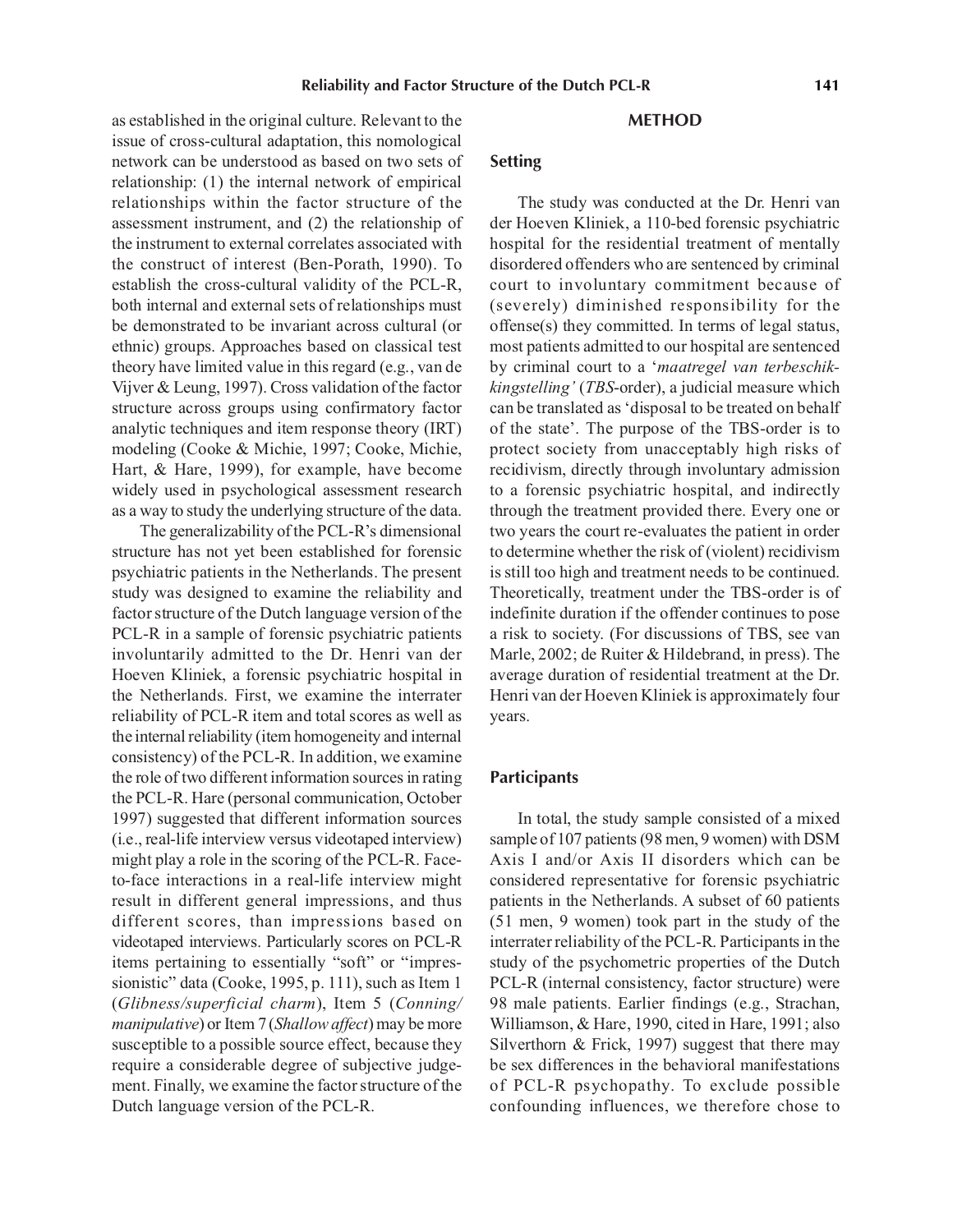as established in the original culture. Relevant to the issue of cross-cultural adaptation, this nomological network can be understood as based on two sets of relationship: (1) the internal network of empirical relationships within the factor structure of the assessment instrument, and (2) the relationship of the instrument to external correlates associated with the construct of interest (Ben-Porath, 1990). To establish the cross-cultural validity of the PCL-R, both internal and external sets of relationships must be demonstrated to be invariant across cultural (or ethnic) groups. Approaches based on classical test theory have limited value in this regard (e.g., van de Vijver & Leung, 1997). Cross validation of the factor structure across groups using confirmatory factor analytic techniques and item response theory (IRT) modeling (Cooke & Michie, 1997; Cooke, Michie, Hart, & Hare, 1999), for example, have become widely used in psychological assessment research as a way to study the underlying structure of the data.

The generalizability of the PCL-R's dimensional structure has not yet been established for forensic psychiatric patients in the Netherlands. The present study was designed to examine the reliability and factor structure of the Dutch language version of the PCL-R in a sample of forensic psychiatric patients involuntarily admitted to the Dr. Henri van der Hoeven Kliniek, a forensic psychiatric hospital in the Netherlands. First, we examine the interrater reliability of PCL-R item and total scores as well as the internal reliability (item homogeneity and internal consistency) of the PCL-R. In addition, we examine the role of two different information sources in rating the PCL-R. Hare (personal communication, October 1997) suggested that different information sources (i.e., real-life interview versus videotaped interview) might play a role in the scoring of the PCL-R. Face-to-face interactions in a real-life interview might result in different general impressions, and thus different scores, than impressions based on videotaped interviews. Particularly scores on PCL-R items pertaining to essentially "soft" or "impressionistic" data (Cooke, 1995, p. 111), such as Item 1 (*Glibness/superficial charm*), Item 5 (*Conning/manipulative*) or Item 7 (*Shallow affect*) may be more susceptible to a possible source effect, because they require a considerable degree of subjective judgement. Finally, we examine the factor structure of the Dutch language version of the PCL-R.

## METHOD

### Setting

The study was conducted at the Dr. Henri van der Hoeven Kliniek, a 110-bed forensic psychiatric hospital for the residential treatment of mentally disordered offenders who are sentenced by criminal court to involuntary commitment because of (severely) diminished responsibility for the offense(s) they committed. In terms of legal status, most patients admitted to our hospital are sentenced by criminal court to a '*maatregel van terbeschikkingstelling'* (*TBS*-order), a judicial measure which can be translated as 'disposal to be treated on behalf of the state'. The purpose of the TBS-order is to protect society from unacceptably high risks of recidivism, directly through involuntary admission to a forensic psychiatric hospital, and indirectly through the treatment provided there. Every one or two years the court re-evaluates the patient in order to determine whether the risk of (violent) recidivism is still too high and treatment needs to be continued. Theoretically, treatment under the TBS-order is of indefinite duration if the offender continues to pose a risk to society. (For discussions of TBS, see van Marle, 2002; de Ruiter & Hildebrand, in press). The average duration of residential treatment at the Dr. Henri van der Hoeven Kliniek is approximately four years.

### Participants

In total, the study sample consisted of a mixed sample of 107 patients (98 men, 9 women) with DSM Axis I and/or Axis II disorders which can be considered representative for forensic psychiatric patients in the Netherlands. A subset of 60 patients (51 men, 9 women) took part in the study of the interrater reliability of the PCL-R. Participants in the study of the psychometric properties of the Dutch PCL-R (internal consistency, factor structure) were 98 male patients. Earlier findings (e.g., Strachan, Williamson, & Hare, 1990, cited in Hare, 1991; also Silverthorn & Frick, 1997) suggest that there may be sex differences in the behavioral manifestations of PCL-R psychopathy. To exclude possible confounding influences, we therefore chose to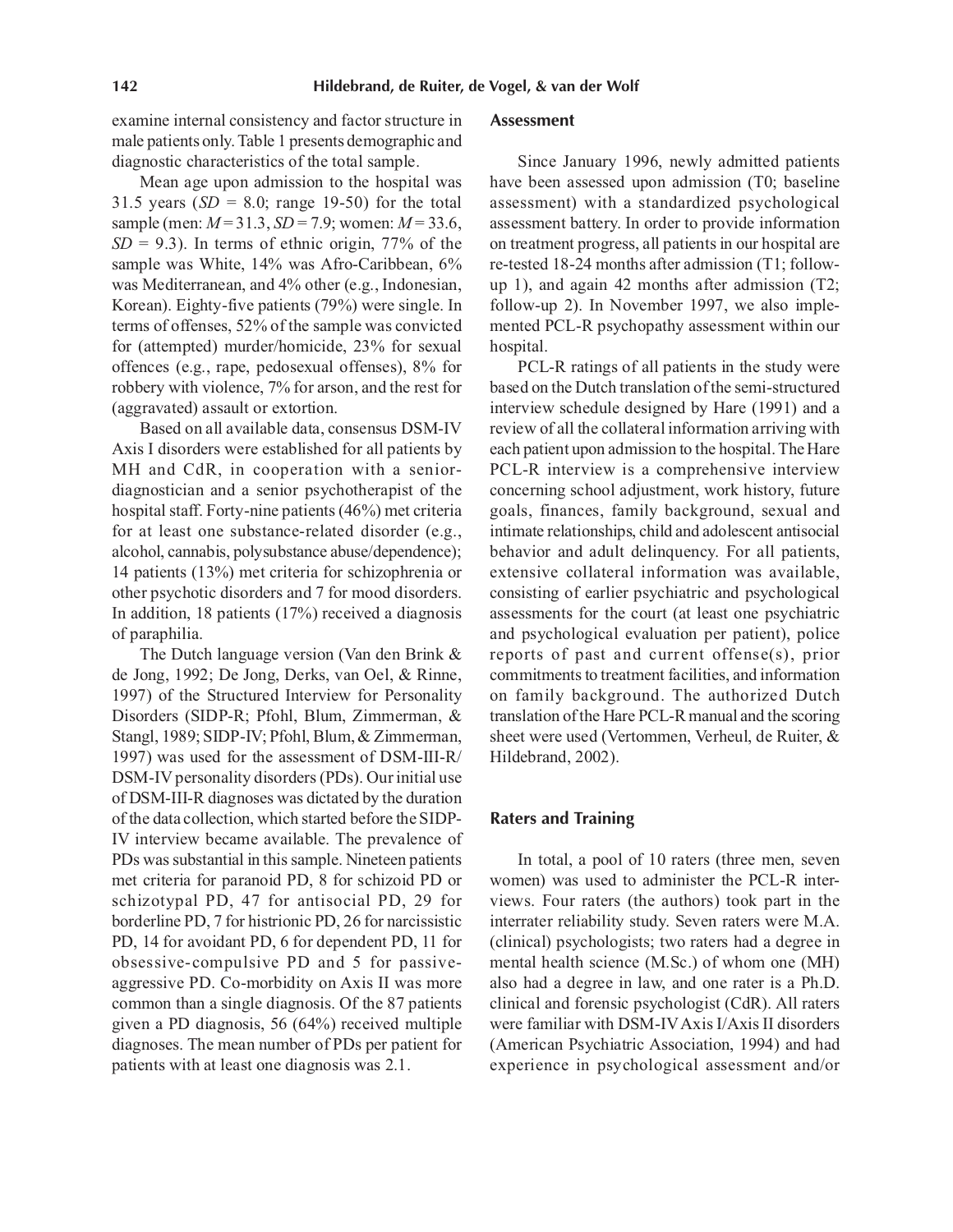examine internal consistency and factor structure in male patients only. Table 1 presents demographic and diagnostic characteristics of the total sample.

Mean age upon admission to the hospital was 31.5 years (*SD* = 8.0; range 19-50) for the total sample (men: *M* = 31.3, *SD* = 7.9; women: *M* = 33.6, *SD* = 9.3). In terms of ethnic origin, 77% of the sample was White, 14% was Afro-Caribbean, 6% was Mediterranean, and 4% other (e.g., Indonesian, Korean). Eighty-five patients (79%) were single. In terms of offenses, 52% of the sample was convicted for (attempted) murder/homicide, 23% for sexual offences (e.g., rape, pedosexual offenses), 8% for robbery with violence, 7% for arson, and the rest for (aggravated) assault or extortion.

Based on all available data, consensus DSM-IV Axis I disorders were established for all patients by MH and CdR, in cooperation with a senior-diagnostician and a senior psychotherapist of the hospital staff. Forty-nine patients (46%) met criteria for at least one substance-related disorder (e.g., alcohol, cannabis, polysubstance abuse/dependence); 14 patients (13%) met criteria for schizophrenia or other psychotic disorders and 7 for mood disorders. In addition, 18 patients (17%) received a diagnosis of paraphilia.

The Dutch language version (Van den Brink & de Jong, 1992; De Jong, Derks, van Oel, & Rinne, 1997) of the Structured Interview for Personality Disorders (SIDP-R; Pfohl, Blum, Zimmerman, & Stangl, 1989; SIDP-IV; Pfohl, Blum, & Zimmerman, 1997) was used for the assessment of DSM-III-R/DSM-IV personality disorders (PDs). Our initial use of DSM-III-R diagnoses was dictated by the duration of the data collection, which started before the SIDP-IV interview became available. The prevalence of PDs was substantial in this sample. Nineteen patients met criteria for paranoid PD, 8 for schizoid PD or schizotypal PD, 47 for antisocial PD, 29 for borderline PD, 7 for histrionic PD, 26 for narcissistic PD, 14 for avoidant PD, 6 for dependent PD, 11 for obsessive-compulsive PD and 5 for passive-aggressive PD. Co-morbidity on Axis II was more common than a single diagnosis. Of the 87 patients given a PD diagnosis, 56 (64%) received multiple diagnoses. The mean number of PDs per patient for patients with at least one diagnosis was 2.1.

### Assessment

Since January 1996, newly admitted patients have been assessed upon admission (T0; baseline assessment) with a standardized psychological assessment battery. In order to provide information on treatment progress, all patients in our hospital are re-tested 18-24 months after admission (T1; follow-up 1), and again 42 months after admission (T2; follow-up 2). In November 1997, we also implemented PCL-R psychopathy assessment within our hospital.

PCL-R ratings of all patients in the study were based on the Dutch translation of the semi-structured interview schedule designed by Hare (1991) and a review of all the collateral information arriving with each patient upon admission to the hospital. The Hare PCL-R interview is a comprehensive interview concerning school adjustment, work history, future goals, finances, family background, sexual and intimate relationships, child and adolescent antisocial behavior and adult delinquency. For all patients, extensive collateral information was available, consisting of earlier psychiatric and psychological assessments for the court (at least one psychiatric and psychological evaluation per patient), police reports of past and current offense(s), prior commitments to treatment facilities, and information on family background. The authorized Dutch translation of the Hare PCL-R manual and the scoring sheet were used (Vertommen, Verheul, de Ruiter, & Hildebrand, 2002).

### Raters and Training

In total, a pool of 10 raters (three men, seven women) was used to administer the PCL-R interviews. Four raters (the authors) took part in the interrater reliability study. Seven raters were M.A. (clinical) psychologists; two raters had a degree in mental health science (M.Sc.) of whom one (MH) also had a degree in law, and one rater is a Ph.D. clinical and forensic psychologist (CdR). All raters were familiar with DSM-IV Axis I/Axis II disorders (American Psychiatric Association, 1994) and had experience in psychological assessment and/or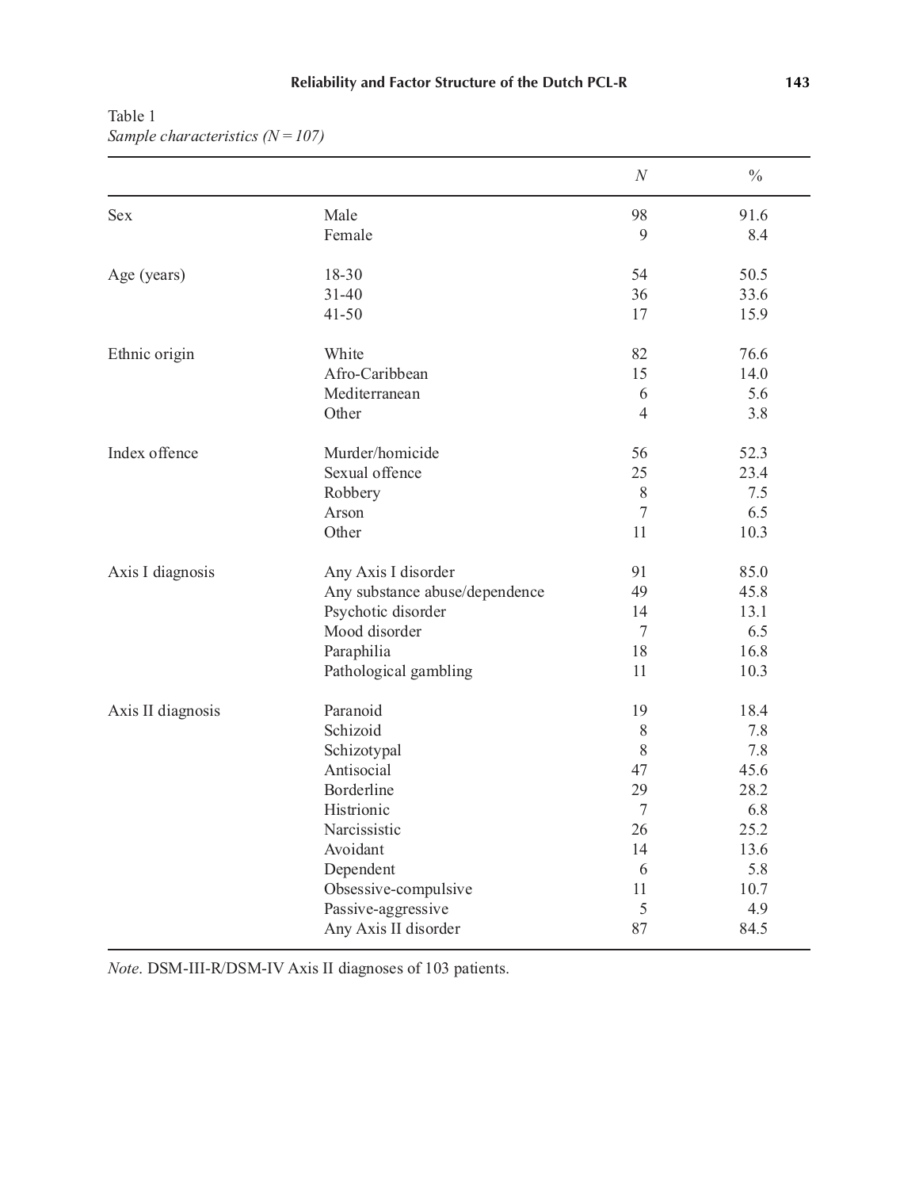Table 1
*Sample characteristics (N = 107)*

| | | *N* | % |
|---|---|---|---|
| Sex | Male | 98 | 91.6 |
| | Female | 9 | 8.4 |
| Age (years) | 18-30 | 54 | 50.5 |
| | 31-40 | 36 | 33.6 |
| | 41-50 | 17 | 15.9 |
| Ethnic origin | White | 82 | 76.6 |
| | Afro-Caribbean | 15 | 14.0 |
| | Mediterranean | 6 | 5.6 |
| | Other | 4 | 3.8 |
| Index offence | Murder/homicide | 56 | 52.3 |
| | Sexual offence | 25 | 23.4 |
| | Robbery | 8 | 7.5 |
| | Arson | 7 | 6.5 |
| | Other | 11 | 10.3 |
| Axis I diagnosis | Any Axis I disorder | 91 | 85.0 |
| | Any substance abuse/dependence | 49 | 45.8 |
| | Psychotic disorder | 14 | 13.1 |
| | Mood disorder | 7 | 6.5 |
| | Paraphilia | 18 | 16.8 |
| | Pathological gambling | 11 | 10.3 |
| Axis II diagnosis | Paranoid | 19 | 18.4 |
| | Schizoid | 8 | 7.8 |
| | Schizotypal | 8 | 7.8 |
| | Antisocial | 47 | 45.6 |
| | Borderline | 29 | 28.2 |
| | Histrionic | 7 | 6.8 |
| | Narcissistic | 26 | 25.2 |
| | Avoidant | 14 | 13.6 |
| | Dependent | 6 | 5.8 |
| | Obsessive-compulsive | 11 | 10.7 |
| | Passive-aggressive | 5 | 4.9 |
| | Any Axis II disorder | 87 | 84.5 |

*Note*. DSM-III-R/DSM-IV Axis II diagnoses of 103 patients.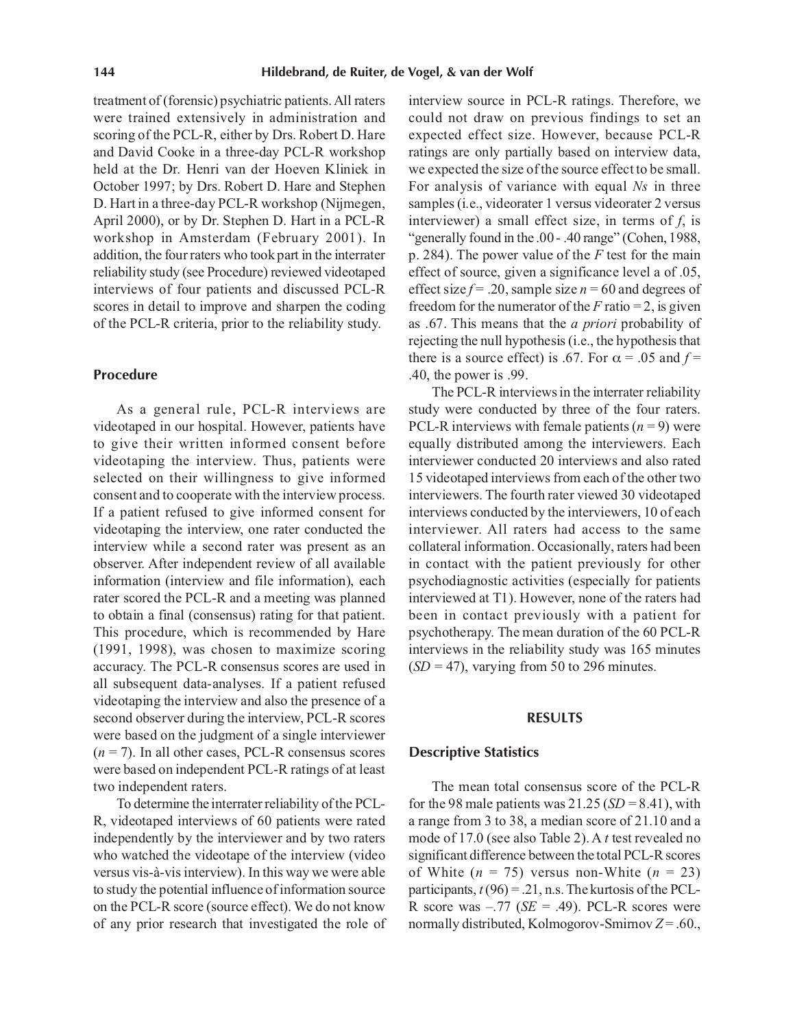treatment of (forensic) psychiatric patients. All raters were trained extensively in administration and scoring of the PCL-R, either by Drs. Robert D. Hare and David Cooke in a three-day PCL-R workshop held at the Dr. Henri van der Hoeven Kliniek in October 1997; by Drs. Robert D. Hare and Stephen D. Hart in a three-day PCL-R workshop (Nijmegen, April 2000), or by Dr. Stephen D. Hart in a PCL-R workshop in Amsterdam (February 2001). In addition, the four raters who took part in the interrater reliability study (see Procedure) reviewed videotaped interviews of four patients and discussed PCL-R scores in detail to improve and sharpen the coding of the PCL-R criteria, prior to the reliability study.

### Procedure

As a general rule, PCL-R interviews are videotaped in our hospital. However, patients have to give their written informed consent before videotaping the interview. Thus, patients were selected on their willingness to give informed consent and to cooperate with the interview process. If a patient refused to give informed consent for videotaping the interview, one rater conducted the interview while a second rater was present as an observer. After independent review of all available information (interview and file information), each rater scored the PCL-R and a meeting was planned to obtain a final (consensus) rating for that patient. This procedure, which is recommended by Hare (1991, 1998), was chosen to maximize scoring accuracy. The PCL-R consensus scores are used in all subsequent data-analyses. If a patient refused videotaping the interview and also the presence of a second observer during the interview, PCL-R scores were based on the judgment of a single interviewer ($n = 7$). In all other cases, PCL-R consensus scores were based on independent PCL-R ratings of at least two independent raters.

To determine the interrater reliability of the PCL-R, videotaped interviews of 60 patients were rated independently by the interviewer and by two raters who watched the videotape of the interview (video versus vis-à-vis interview). In this way we were able to study the potential influence of information source on the PCL-R score (source effect). We do not know of any prior research that investigated the role of interview source in PCL-R ratings. Therefore, we could not draw on previous findings to set an expected effect size. However, because PCL-R ratings are only partially based on interview data, we expected the size of the source effect to be small. For analysis of variance with equal *Ns* in three samples (i.e., videorater 1 versus videorater 2 versus interviewer) a small effect size, in terms of $f$, is "generally found in the .00 - .40 range" (Cohen, 1988, p. 284). The power value of the $F$ test for the main effect of source, given a significance level a of .05, effect size $f = .20$, sample size $n = 60$ and degrees of freedom for the numerator of the $F$ ratio = 2, is given as .67. This means that the *a priori* probability of rejecting the null hypothesis (i.e., the hypothesis that there is a source effect) is .67. For $\alpha = .05$ and $f = .40$, the power is .99.

The PCL-R interviews in the interrater reliability study were conducted by three of the four raters. PCL-R interviews with female patients ($n = 9$) were equally distributed among the interviewers. Each interviewer conducted 20 interviews and also rated 15 videotaped interviews from each of the other two interviewers. The fourth rater viewed 30 videotaped interviews conducted by the interviewers, 10 of each interviewer. All raters had access to the same collateral information. Occasionally, raters had been in contact with the patient previously for other psychodiagnostic activities (especially for patients interviewed at T1). However, none of the raters had been in contact previously with a patient for psychotherapy. The mean duration of the 60 PCL-R interviews in the reliability study was 165 minutes ($SD = 47$), varying from 50 to 296 minutes.

## RESULTS

### Descriptive Statistics

The mean total consensus score of the PCL-R for the 98 male patients was 21.25 ($SD = 8.41$), with a range from 3 to 38, a median score of 21.10 and a mode of 17.0 (see also Table 2). A $t$ test revealed no significant difference between the total PCL-R scores of White ($n = 75$) versus non-White ($n = 23$) participants, $t(96) = .21$, n.s. The kurtosis of the PCL-R score was –.77 ($SE = .49$). PCL-R scores were normally distributed, Kolmogorov-Smirnov $Z = .60$.,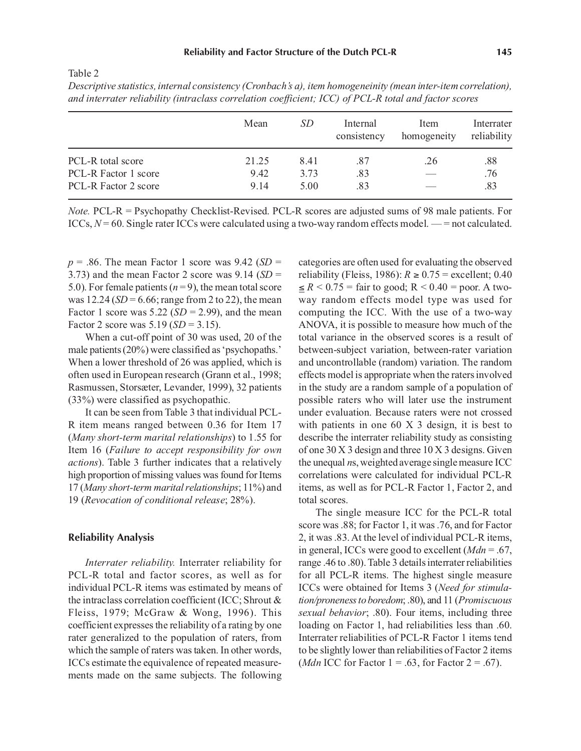Table 2

*Descriptive statistics, internal consistency (Cronbach's α), item homogeneinity (mean inter-item correlation), and interrater reliability (intraclass correlation coefficient; ICC) of PCL-R total and factor scores*

| | Mean | *SD* | Internal consistency | Item homogeneity | Interrater reliability |
|---|---|---|---|---|---|
| PCL-R total score | 21.25 | 8.41 | .87 | .26 | .88 |
| PCL-R Factor 1 score | 9.42 | 3.73 | .83 | — | .76 |
| PCL-R Factor 2 score | 9.14 | 5.00 | .83 | — | .83 |

*Note.* PCL-R = Psychopathy Checklist-Revised. PCL-R scores are adjusted sums of 98 male patients. For ICCs, $N = 60$. Single rater ICCs were calculated using a two-way random effects model. — = not calculated.

$p = .86$. The mean Factor 1 score was 9.42 ($SD = 3.73$) and the mean Factor 2 score was 9.14 ($SD = 5.0$). For female patients ($n = 9$), the mean total score was 12.24 ($SD = 6.66$; range from 2 to 22), the mean Factor 1 score was 5.22 ($SD = 2.99$), and the mean Factor 2 score was 5.19 ($SD = 3.15$).

When a cut-off point of 30 was used, 20 of the male patients (20%) were classified as 'psychopaths.' When a lower threshold of 26 was applied, which is often used in European research (Grann et al., 1998; Rasmussen, Storsæter, Levander, 1999), 32 patients (33%) were classified as psychopathic.

It can be seen from Table 3 that individual PCL-R item means ranged between 0.36 for Item 17 (*Many short-term marital relationships*) to 1.55 for Item 16 (*Failure to accept responsibility for own actions*). Table 3 further indicates that a relatively high proportion of missing values was found for Items 17 (*Many short-term marital relationships*; 11%) and 19 (*Revocation of conditional release*; 28%).

### Reliability Analysis

*Interrater reliability.* Interrater reliability for PCL-R total and factor scores, as well as for individual PCL-R items was estimated by means of the intraclass correlation coefficient (ICC; Shrout & Fleiss, 1979; McGraw & Wong, 1996). This coefficient expresses the reliability of a rating by one rater generalized to the population of raters, from which the sample of raters was taken. In other words, ICCs estimate the equivalence of repeated measurements made on the same subjects. The following categories are often used for evaluating the observed reliability (Fleiss, 1986): $R \geq 0.75$ = excellent; $0.40 \leq R < 0.75$ = fair to good; $R < 0.40$ = poor. A two-way random effects model type was used for computing the ICC. With the use of a two-way ANOVA, it is possible to measure how much of the total variance in the observed scores is a result of between-subject variation, between-rater variation and uncontrollable (random) variation. The random effects model is appropriate when the raters involved in the study are a random sample of a population of possible raters who will later use the instrument under evaluation. Because raters were not crossed with patients in one 60 X 3 design, it is best to describe the interrater reliability study as consisting of one 30 X 3 design and three 10 X 3 designs. Given the unequal *n*s, weighted average single measure ICC correlations were calculated for individual PCL-R items, as well as for PCL-R Factor 1, Factor 2, and total scores.

The single measure ICC for the PCL-R total score was .88; for Factor 1, it was .76, and for Factor 2, it was .83. At the level of individual PCL-R items, in general, ICCs were good to excellent ($Mdn = .67$, range .46 to .80). Table 3 details interrater reliabilities for all PCL-R items. The highest single measure ICCs were obtained for Items 3 (*Need for stimulation/proneness to boredom*; .80), and 11 (*Promiscuous sexual behavior*; .80). Four items, including three loading on Factor 1, had reliabilities less than .60. Interrater reliabilities of PCL-R Factor 1 items tend to be slightly lower than reliabilities of Factor 2 items (*Mdn* ICC for Factor 1 = .63, for Factor 2 = .67).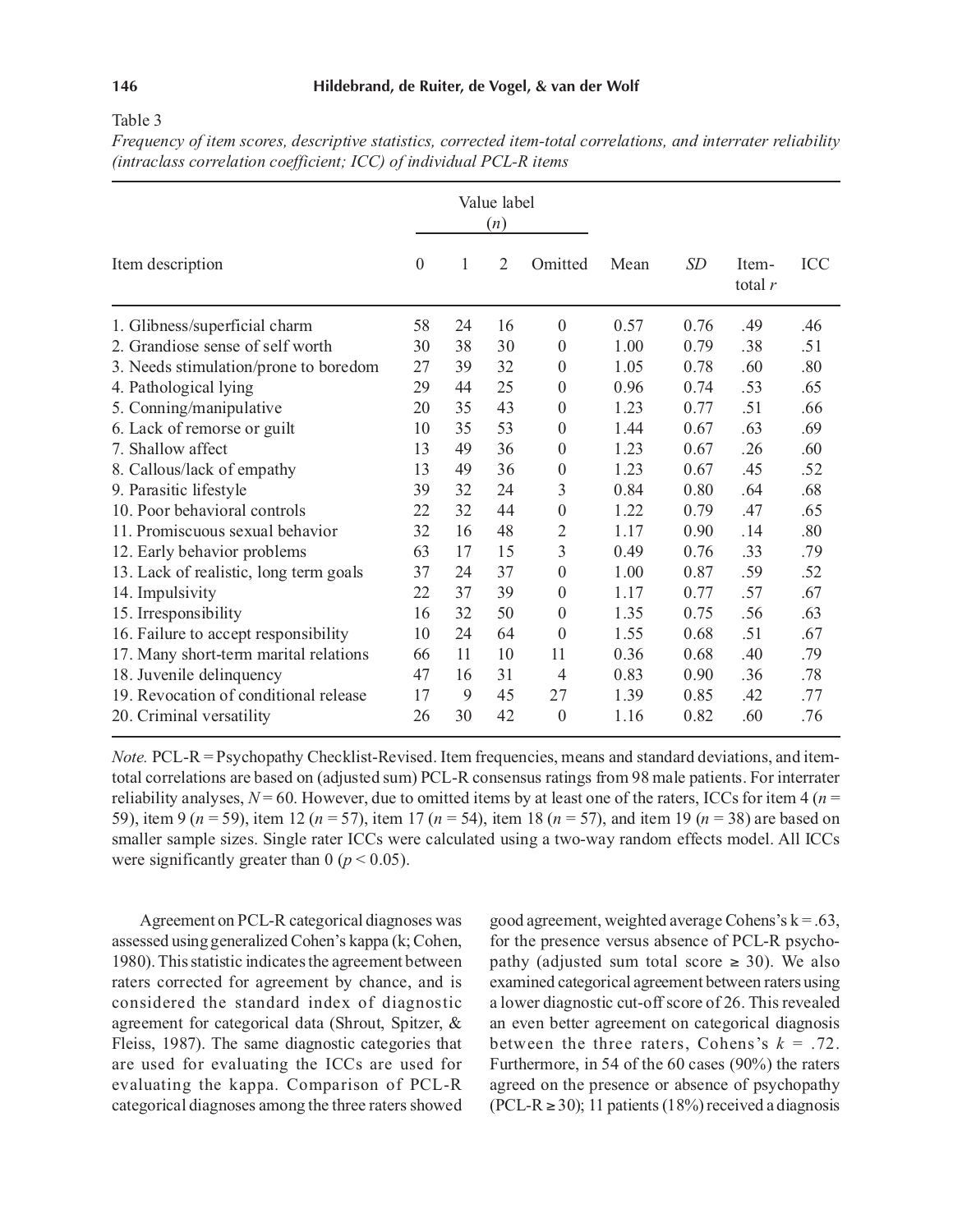Table 3

*Frequency of item scores, descriptive statistics, corrected item-total correlations, and interrater reliability (intraclass correlation coefficient; ICC) of individual PCL-R items*

| Item description | Value label (*n*) | | | | Mean | *SD* | Item-total *r* | ICC |
|---|---|---|---|---|---|---|---|---|
| | 0 | 1 | 2 | Omitted | | | | |
| 1. Glibness/superficial charm | 58 | 24 | 16 | 0 | 0.57 | 0.76 | .49 | .46 |
| 2. Grandiose sense of self worth | 30 | 38 | 30 | 0 | 1.00 | 0.79 | .38 | .51 |
| 3. Needs stimulation/prone to boredom | 27 | 39 | 32 | 0 | 1.05 | 0.78 | .60 | .80 |
| 4. Pathological lying | 29 | 44 | 25 | 0 | 0.96 | 0.74 | .53 | .65 |
| 5. Conning/manipulative | 20 | 35 | 43 | 0 | 1.23 | 0.77 | .51 | .66 |
| 6. Lack of remorse or guilt | 10 | 35 | 53 | 0 | 1.44 | 0.67 | .63 | .69 |
| 7. Shallow affect | 13 | 49 | 36 | 0 | 1.23 | 0.67 | .26 | .60 |
| 8. Callous/lack of empathy | 13 | 49 | 36 | 0 | 1.23 | 0.67 | .45 | .52 |
| 9. Parasitic lifestyle | 39 | 32 | 24 | 3 | 0.84 | 0.80 | .64 | .68 |
| 10. Poor behavioral controls | 22 | 32 | 44 | 0 | 1.22 | 0.79 | .47 | .65 |
| 11. Promiscuous sexual behavior | 32 | 16 | 48 | 2 | 1.17 | 0.90 | .14 | .80 |
| 12. Early behavior problems | 63 | 17 | 15 | 3 | 0.49 | 0.76 | .33 | .79 |
| 13. Lack of realistic, long term goals | 37 | 24 | 37 | 0 | 1.00 | 0.87 | .59 | .52 |
| 14. Impulsivity | 22 | 37 | 39 | 0 | 1.17 | 0.77 | .57 | .67 |
| 15. Irresponsibility | 16 | 32 | 50 | 0 | 1.35 | 0.75 | .56 | .63 |
| 16. Failure to accept responsibility | 10 | 24 | 64 | 0 | 1.55 | 0.68 | .51 | .67 |
| 17. Many short-term marital relations | 66 | 11 | 10 | 11 | 0.36 | 0.68 | .40 | .79 |
| 18. Juvenile delinquency | 47 | 16 | 31 | 4 | 0.83 | 0.90 | .36 | .78 |
| 19. Revocation of conditional release | 17 | 9 | 45 | 27 | 1.39 | 0.85 | .42 | .77 |
| 20. Criminal versatility | 26 | 30 | 42 | 0 | 1.16 | 0.82 | .60 | .76 |

*Note.* PCL-R = Psychopathy Checklist-Revised. Item frequencies, means and standard deviations, and item-total correlations are based on (adjusted sum) PCL-R consensus ratings from 98 male patients. For interrater reliability analyses, $N = 60$. However, due to omitted items by at least one of the raters, ICCs for item 4 ($n = 59$), item 9 ($n = 59$), item 12 ($n = 57$), item 17 ($n = 54$), item 18 ($n = 57$), and item 19 ($n = 38$) are based on smaller sample sizes. Single rater ICCs were calculated using a two-way random effects model. All ICCs were significantly greater than 0 ($p < 0.05$).

Agreement on PCL-R categorical diagnoses was assessed using generalized Cohen's kappa (k; Cohen, 1980). This statistic indicates the agreement between raters corrected for agreement by chance, and is considered the standard index of diagnostic agreement for categorical data (Shrout, Spitzer, & Fleiss, 1987). The same diagnostic categories that are used for evaluating the ICCs are used for evaluating the kappa. Comparison of PCL-R categorical diagnoses among the three raters showed good agreement, weighted average Cohens's k = .63, for the presence versus absence of PCL-R psychopathy (adjusted sum total score ≥ 30). We also examined categorical agreement between raters using a lower diagnostic cut-off score of 26. This revealed an even better agreement on categorical diagnosis between the three raters, Cohens's $k = .72$. Furthermore, in 54 of the 60 cases (90%) the raters agreed on the presence or absence of psychopathy (PCL-R ≥ 30); 11 patients (18%) received a diagnosis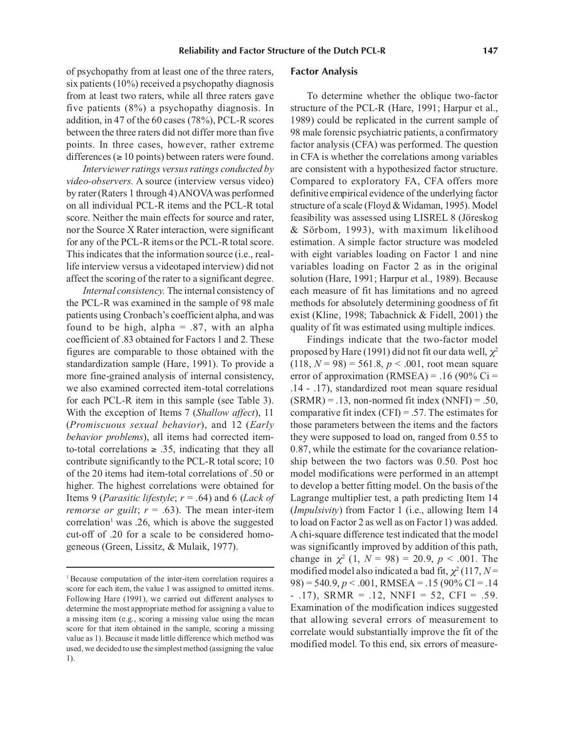of psychopathy from at least one of the three raters, six patients (10%) received a psychopathy diagnosis from at least two raters, while all three raters gave five patients (8%) a psychopathy diagnosis. In addition, in 47 of the 60 cases (78%), PCL-R scores between the three raters did not differ more than five points. In three cases, however, rather extreme differences (≥ 10 points) between raters were found.

*Interviewer ratings versus ratings conducted by video-observers.* A source (interview versus video) by rater (Raters 1 through 4) ANOVA was performed on all individual PCL-R items and the PCL-R total score. Neither the main effects for source and rater, nor the Source X Rater interaction, were significant for any of the PCL-R items or the PCL-R total score. This indicates that the information source (i.e., real-life interview versus a videotaped interview) did not affect the scoring of the rater to a significant degree.

*Internal consistency.* The internal consistency of the PCL-R was examined in the sample of 98 male patients using Cronbach's coefficient alpha, and was found to be high, alpha = .87, with an alpha coefficient of .83 obtained for Factors 1 and 2. These figures are comparable to those obtained with the standardization sample (Hare, 1991). To provide a more fine-grained analysis of internal consistency, we also examined corrected item-total correlations for each PCL-R item in this sample (see Table 3). With the exception of Items 7 (*Shallow affect*), 11 (*Promiscuous sexual behavior*), and 12 (*Early behavior problems*), all items had corrected item-to-total correlations ≥ .35, indicating that they all contribute significantly to the PCL-R total score; 10 of the 20 items had item-total correlations of .50 or higher. The highest correlations were obtained for Items 9 (*Parasitic lifestyle*; $r = .64$) and 6 (*Lack of remorse or guilt*; $r = .63$). The mean inter-item correlation[1] was .26, which is above the suggested cut-off of .20 for a scale to be considered homogeneous (Green, Lissitz, & Mulaik, 1977).

[1] Because computation of the inter-item correlation requires a score for each item, the value 1 was assigned to omitted items. Following Hare (1991), we carried out different analyses to determine the most appropriate method for assigning a value to a missing item (e.g., scoring a missing value using the mean score for that item obtained in the sample, scoring a missing value as 1). Because it made little difference which method was used, we decided to use the simplest method (assigning the value 1).

## Factor Analysis

To determine whether the oblique two-factor structure of the PCL-R (Hare, 1991; Harpur et al., 1989) could be replicated in the current sample of 98 male forensic psychiatric patients, a confirmatory factor analysis (CFA) was performed. The question in CFA is whether the correlations among variables are consistent with a hypothesized factor structure. Compared to exploratory FA, CFA offers more definitive empirical evidence of the underlying factor structure of a scale (Floyd & Widaman, 1995). Model feasibility was assessed using LISREL 8 (Jöreskog & Sörbom, 1993), with maximum likelihood estimation. A simple factor structure was modeled with eight variables loading on Factor 1 and nine variables loading on Factor 2 as in the original solution (Hare, 1991; Harpur et al., 1989). Because each measure of fit has limitations and no agreed methods for absolutely determining goodness of fit exist (Kline, 1998; Tabachnick & Fidell, 2001) the quality of fit was estimated using multiple indices.

Findings indicate that the two-factor model proposed by Hare (1991) did not fit our data well, $\chi^2$ $(118, N = 98) = 561.8$, $p < .001$, root mean square error of approximation (RMSEA) = .16 (90% Ci = .14 - .17), standardized root mean square residual (SRMR) = .13, non-normed fit index (NNFI) = .50, comparative fit index (CFI) = .57. The estimates for those parameters between the items and the factors they were supposed to load on, ranged from 0.55 to 0.87, while the estimate for the covariance relationship between the two factors was 0.50. Post hoc model modifications were performed in an attempt to develop a better fitting model. On the basis of the Lagrange multiplier test, a path predicting Item 14 (*Impulsivity*) from Factor 1 (i.e., allowing Item 14 to load on Factor 2 as well as on Factor 1) was added. A chi-square difference test indicated that the model was significantly improved by addition of this path, change in $\chi^2$ $(1, N = 98) = 20.9$, $p < .001$. The modified model also indicated a bad fit, $\chi^2$ $(117, N = 98) = 540.9$, $p < .001$, RMSEA = .15 (90% CI = .14 - .17), SRMR = .12, NNFI = 52, CFI = .59. Examination of the modification indices suggested that allowing several errors of measurement to correlate would substantially improve the fit of the modified model. To this end, six errors of measure-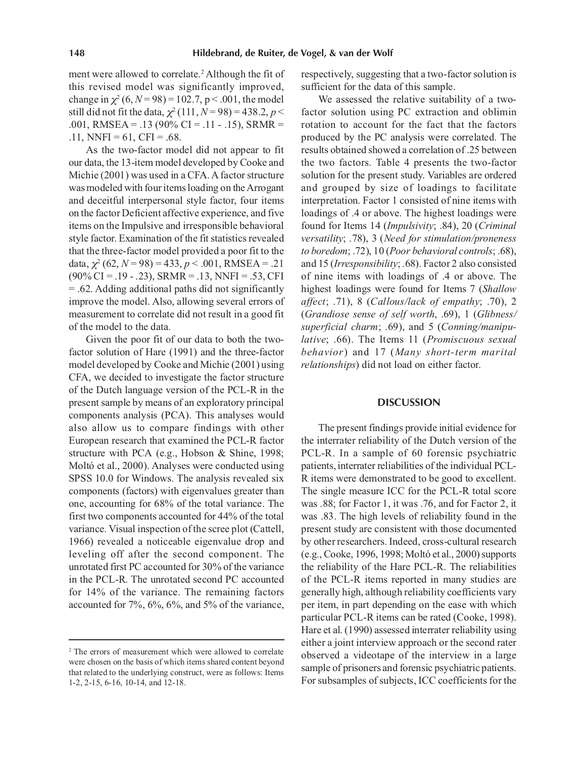ment were allowed to correlate.[2] Although the fit of this revised model was significantly improved, change in $\chi^2$ (6, $N$ = 98) = 102.7, p < .001, the model still did not fit the data, $\chi^2$ (111, $N$ = 98) = 438.2, $p$ < .001, RMSEA = .13 (90% CI = .11 - .15), SRMR = .11, NNFI = 61, CFI = .68.

As the two-factor model did not appear to fit our data, the 13-item model developed by Cooke and Michie (2001) was used in a CFA. A factor structure was modeled with four items loading on the Arrogant and deceitful interpersonal style factor, four items on the factor Deficient affective experience, and five items on the Impulsive and irresponsible behavioral style factor. Examination of the fit statistics revealed that the three-factor model provided a poor fit to the data, $\chi^2$ (62, $N$ = 98) = 433, $p$ < .001, RMSEA = .21 (90% CI = .19 - .23), SRMR = .13, NNFI = .53, CFI = .62. Adding additional paths did not significantly improve the model. Also, allowing several errors of measurement to correlate did not result in a good fit of the model to the data.

Given the poor fit of our data to both the two-factor solution of Hare (1991) and the three-factor model developed by Cooke and Michie (2001) using CFA, we decided to investigate the factor structure of the Dutch language version of the PCL-R in the present sample by means of an exploratory principal components analysis (PCA). This analyses would also allow us to compare findings with other European research that examined the PCL-R factor structure with PCA (e.g., Hobson & Shine, 1998; Moltó et al., 2000). Analyses were conducted using SPSS 10.0 for Windows. The analysis revealed six components (factors) with eigenvalues greater than one, accounting for 68% of the total variance. The first two components accounted for 44% of the total variance. Visual inspection of the scree plot (Cattell, 1966) revealed a noticeable eigenvalue drop and leveling off after the second component. The unrotated first PC accounted for 30% of the variance in the PCL-R. The unrotated second PC accounted for 14% of the variance. The remaining factors accounted for 7%, 6%, 6%, and 5% of the variance, respectively, suggesting that a two-factor solution is sufficient for the data of this sample.

We assessed the relative suitability of a two-factor solution using PC extraction and oblimin rotation to account for the fact that the factors produced by the PC analysis were correlated. The results obtained showed a correlation of .25 between the two factors. Table 4 presents the two-factor solution for the present study. Variables are ordered and grouped by size of loadings to facilitate interpretation. Factor 1 consisted of nine items with loadings of .4 or above. The highest loadings were found for Items 14 (*Impulsivity*; .84), 20 (*Criminal versatility*; .78), 3 (*Need for stimulation/proneness to boredom*; .72), 10 (*Poor behavioral controls*; .68), and 15 (*Irresponsibility*; .68). Factor 2 also consisted of nine items with loadings of .4 or above. The highest loadings were found for Items 7 (*Shallow affect*; .71), 8 (*Callous/lack of empathy*; .70), 2 (*Grandiose sense of self worth*, .69), 1 (*Glibness/superficial charm*; .69), and 5 (*Conning/manipulative*; .66). The Items 11 (*Promiscuous sexual behavior*) and 17 (*Many short-term marital relationships*) did not load on either factor.

## DISCUSSION

The present findings provide initial evidence for the interrater reliability of the Dutch version of the PCL-R. In a sample of 60 forensic psychiatric patients, interrater reliabilities of the individual PCL-R items were demonstrated to be good to excellent. The single measure ICC for the PCL-R total score was .88; for Factor 1, it was .76, and for Factor 2, it was .83. The high levels of reliability found in the present study are consistent with those documented by other researchers. Indeed, cross-cultural research (e.g., Cooke, 1996, 1998; Moltó et al., 2000) supports the reliability of the Hare PCL-R. The reliabilities of the PCL-R items reported in many studies are generally high, although reliability coefficients vary per item, in part depending on the ease with which particular PCL-R items can be rated (Cooke, 1998). Hare et al. (1990) assessed interrater reliability using either a joint interview approach or the second rater observed a videotape of the interview in a large sample of prisoners and forensic psychiatric patients. For subsamples of subjects, ICC coefficients for the

---

[2] The errors of measurement which were allowed to correlate were chosen on the basis of which items shared content beyond that related to the underlying construct, were as follows: Items 1-2, 2-15, 6-16, 10-14, and 12-18.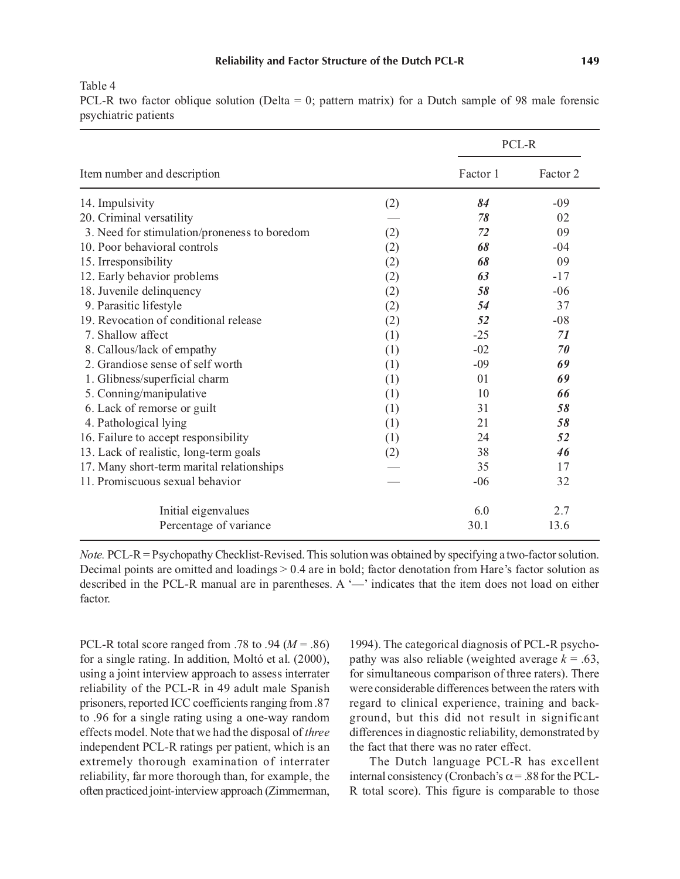Table 4
PCL-R two factor oblique solution (Delta = 0; pattern matrix) for a Dutch sample of 98 male forensic psychiatric patients

| Item number and description | | PCL-R | |
|---|---|---|---|
| | | Factor 1 | Factor 2 |
| 14. Impulsivity | (2) | ***84*** | -09 |
| 20. Criminal versatility | — | ***78*** | 02 |
| 3. Need for stimulation/proneness to boredom | (2) | ***72*** | 09 |
| 10. Poor behavioral controls | (2) | ***68*** | -04 |
| 15. Irresponsibility | (2) | ***68*** | 09 |
| 12. Early behavior problems | (2) | ***63*** | -17 |
| 18. Juvenile delinquency | (2) | ***58*** | -06 |
| 9. Parasitic lifestyle | (2) | ***54*** | 37 |
| 19. Revocation of conditional release | (2) | ***52*** | -08 |
| 7. Shallow affect | (1) | -25 | ***71*** |
| 8. Callous/lack of empathy | (1) | -02 | ***70*** |
| 2. Grandiose sense of self worth | (1) | -09 | ***69*** |
| 1. Glibness/superficial charm | (1) | 01 | ***69*** |
| 5. Conning/manipulative | (1) | 10 | ***66*** |
| 6. Lack of remorse or guilt | (1) | 31 | ***58*** |
| 4. Pathological lying | (1) | 21 | ***58*** |
| 16. Failure to accept responsibility | (1) | 24 | ***52*** |
| 13. Lack of realistic, long-term goals | (2) | 38 | ***46*** |
| 17. Many short-term marital relationships | — | 35 | 17 |
| 11. Promiscuous sexual behavior | — | -06 | 32 |
| Initial eigenvalues | | 6.0 | 2.7 |
| Percentage of variance | | 30.1 | 13.6 |

*Note.* PCL-R = Psychopathy Checklist-Revised. This solution was obtained by specifying a two-factor solution. Decimal points are omitted and loadings > 0.4 are in bold; factor denotation from Hare's factor solution as described in the PCL-R manual are in parentheses. A '—' indicates that the item does not load on either factor.

PCL-R total score ranged from .78 to .94 ($M$ = .86) for a single rating. In addition, Moltó et al. (2000), using a joint interview approach to assess interrater reliability of the PCL-R in 49 adult male Spanish prisoners, reported ICC coefficients ranging from .87 to .96 for a single rating using a one-way random effects model. Note that we had the disposal of *three* independent PCL-R ratings per patient, which is an extremely thorough examination of interrater reliability, far more thorough than, for example, the often practiced joint-interview approach (Zimmerman, 1994). The categorical diagnosis of PCL-R psychopathy was also reliable (weighted average $k$ = .63, for simultaneous comparison of three raters). There were considerable differences between the raters with regard to clinical experience, training and background, but this did not result in significant differences in diagnostic reliability, demonstrated by the fact that there was no rater effect.

The Dutch language PCL-R has excellent internal consistency (Cronbach's $\alpha$ = .88 for the PCL-R total score). This figure is comparable to those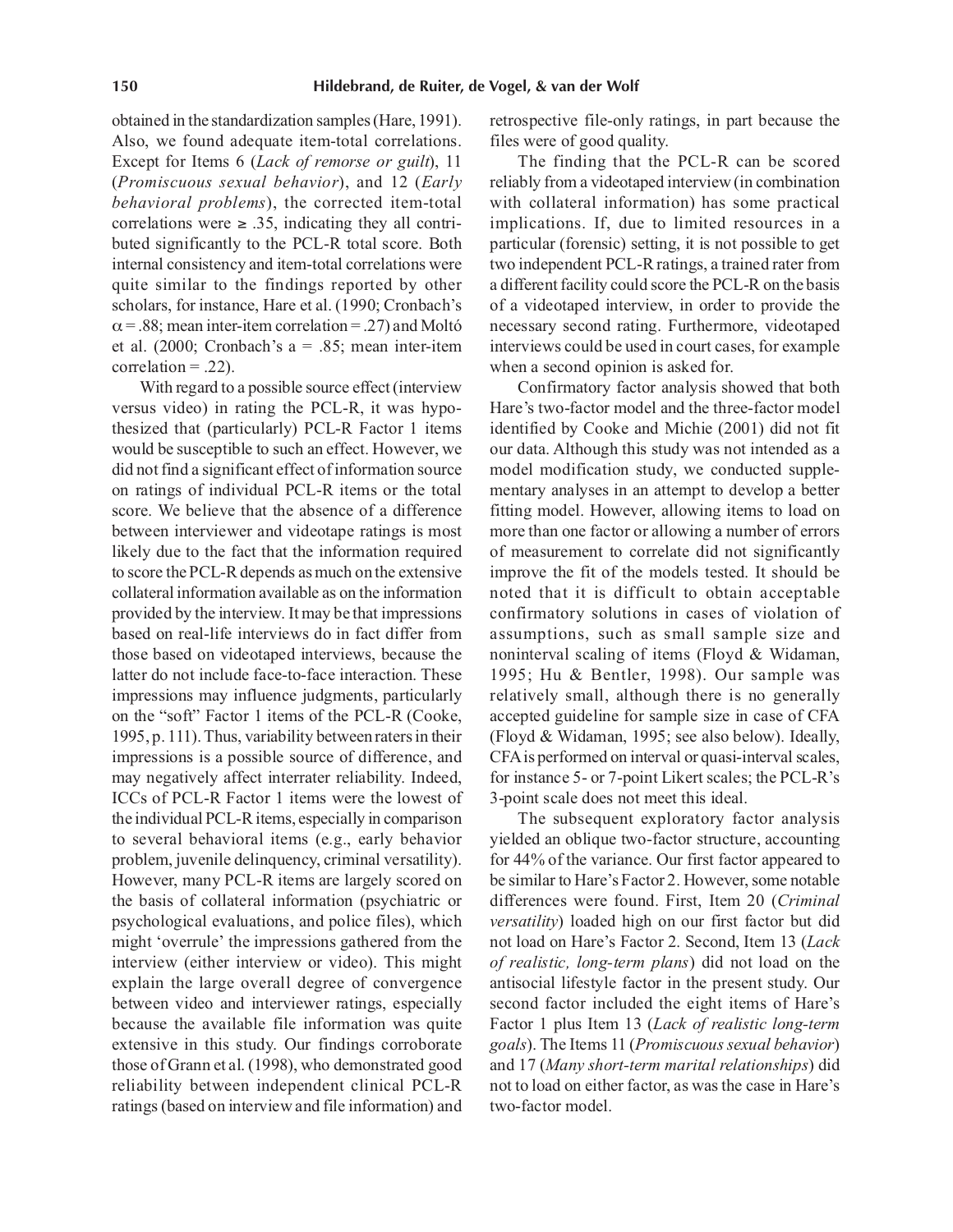obtained in the standardization samples (Hare, 1991). Also, we found adequate item-total correlations. Except for Items 6 (*Lack of remorse or guilt*), 11 (*Promiscuous sexual behavior*), and 12 (*Early behavioral problems*), the corrected item-total correlations were ≥ .35, indicating they all contributed significantly to the PCL-R total score. Both internal consistency and item-total correlations were quite similar to the findings reported by other scholars, for instance, Hare et al. (1990; Cronbach's $\alpha$ = .88; mean inter-item correlation = .27) and Moltó et al. (2000; Cronbach's a = .85; mean inter-item correlation = .22).

With regard to a possible source effect (interview versus video) in rating the PCL-R, it was hypothesized that (particularly) PCL-R Factor 1 items would be susceptible to such an effect. However, we did not find a significant effect of information source on ratings of individual PCL-R items or the total score. We believe that the absence of a difference between interviewer and videotape ratings is most likely due to the fact that the information required to score the PCL-R depends as much on the extensive collateral information available as on the information provided by the interview. It may be that impressions based on real-life interviews do in fact differ from those based on videotaped interviews, because the latter do not include face-to-face interaction. These impressions may influence judgments, particularly on the "soft" Factor 1 items of the PCL-R (Cooke, 1995, p. 111). Thus, variability between raters in their impressions is a possible source of difference, and may negatively affect interrater reliability. Indeed, ICCs of PCL-R Factor 1 items were the lowest of the individual PCL-R items, especially in comparison to several behavioral items (e.g., early behavior problem, juvenile delinquency, criminal versatility). However, many PCL-R items are largely scored on the basis of collateral information (psychiatric or psychological evaluations, and police files), which might 'overrule' the impressions gathered from the interview (either interview or video). This might explain the large overall degree of convergence between video and interviewer ratings, especially because the available file information was quite extensive in this study. Our findings corroborate those of Grann et al. (1998), who demonstrated good reliability between independent clinical PCL-R ratings (based on interview and file information) and retrospective file-only ratings, in part because the files were of good quality.

The finding that the PCL-R can be scored reliably from a videotaped interview (in combination with collateral information) has some practical implications. If, due to limited resources in a particular (forensic) setting, it is not possible to get two independent PCL-R ratings, a trained rater from a different facility could score the PCL-R on the basis of a videotaped interview, in order to provide the necessary second rating. Furthermore, videotaped interviews could be used in court cases, for example when a second opinion is asked for.

Confirmatory factor analysis showed that both Hare's two-factor model and the three-factor model identified by Cooke and Michie (2001) did not fit our data. Although this study was not intended as a model modification study, we conducted supplementary analyses in an attempt to develop a better fitting model. However, allowing items to load on more than one factor or allowing a number of errors of measurement to correlate did not significantly improve the fit of the models tested. It should be noted that it is difficult to obtain acceptable confirmatory solutions in cases of violation of assumptions, such as small sample size and noninterval scaling of items (Floyd & Widaman, 1995; Hu & Bentler, 1998). Our sample was relatively small, although there is no generally accepted guideline for sample size in case of CFA (Floyd & Widaman, 1995; see also below). Ideally, CFA is performed on interval or quasi-interval scales, for instance 5- or 7-point Likert scales; the PCL-R's 3-point scale does not meet this ideal.

The subsequent exploratory factor analysis yielded an oblique two-factor structure, accounting for 44% of the variance. Our first factor appeared to be similar to Hare's Factor 2. However, some notable differences were found. First, Item 20 (*Criminal versatility*) loaded high on our first factor but did not load on Hare's Factor 2. Second, Item 13 (*Lack of realistic, long-term plans*) did not load on the antisocial lifestyle factor in the present study. Our second factor included the eight items of Hare's Factor 1 plus Item 13 (*Lack of realistic long-term goals*). The Items 11 (*Promiscuous sexual behavior*) and 17 (*Many short-term marital relationships*) did not to load on either factor, as was the case in Hare's two-factor model.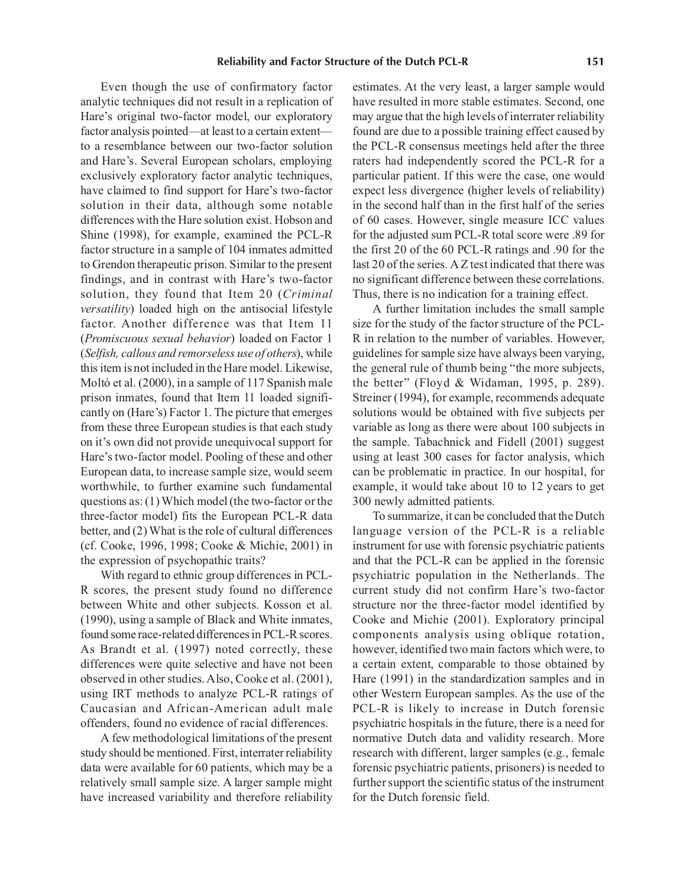Even though the use of confirmatory factor analytic techniques did not result in a replication of Hare's original two-factor model, our exploratory factor analysis pointed—at least to a certain extent—to a resemblance between our two-factor solution and Hare's. Several European scholars, employing exclusively exploratory factor analytic techniques, have claimed to find support for Hare's two-factor solution in their data, although some notable differences with the Hare solution exist. Hobson and Shine (1998), for example, examined the PCL-R factor structure in a sample of 104 inmates admitted to Grendon therapeutic prison. Similar to the present findings, and in contrast with Hare's two-factor solution, they found that Item 20 (*Criminal versatility*) loaded high on the antisocial lifestyle factor. Another difference was that Item 11 (*Promiscuous sexual behavior*) loaded on Factor 1 (*Selfish, callous and remorseless use of others*), while this item is not included in the Hare model. Likewise, Moltó et al. (2000), in a sample of 117 Spanish male prison inmates, found that Item 11 loaded significantly on (Hare's) Factor 1. The picture that emerges from these three European studies is that each study on it's own did not provide unequivocal support for Hare's two-factor model. Pooling of these and other European data, to increase sample size, would seem worthwhile, to further examine such fundamental questions as: (1) Which model (the two-factor or the three-factor model) fits the European PCL-R data better, and (2) What is the role of cultural differences (cf. Cooke, 1996, 1998; Cooke & Michie, 2001) in the expression of psychopathic traits?

With regard to ethnic group differences in PCL-R scores, the present study found no difference between White and other subjects. Kosson et al. (1990), using a sample of Black and White inmates, found some race-related differences in PCL-R scores. As Brandt et al. (1997) noted correctly, these differences were quite selective and have not been observed in other studies. Also, Cooke et al. (2001), using IRT methods to analyze PCL-R ratings of Caucasian and African-American adult male offenders, found no evidence of racial differences.

A few methodological limitations of the present study should be mentioned. First, interrater reliability data were available for 60 patients, which may be a relatively small sample size. A larger sample might have increased variability and therefore reliability estimates. At the very least, a larger sample would have resulted in more stable estimates. Second, one may argue that the high levels of interrater reliability found are due to a possible training effect caused by the PCL-R consensus meetings held after the three raters had independently scored the PCL-R for a particular patient. If this were the case, one would expect less divergence (higher levels of reliability) in the second half than in the first half of the series of 60 cases. However, single measure ICC values for the adjusted sum PCL-R total score were .89 for the first 20 of the 60 PCL-R ratings and .90 for the last 20 of the series. A Z test indicated that there was no significant difference between these correlations. Thus, there is no indication for a training effect.

A further limitation includes the small sample size for the study of the factor structure of the PCL-R in relation to the number of variables. However, guidelines for sample size have always been varying, the general rule of thumb being "the more subjects, the better" (Floyd & Widaman, 1995, p. 289). Streiner (1994), for example, recommends adequate solutions would be obtained with five subjects per variable as long as there were about 100 subjects in the sample. Tabachnick and Fidell (2001) suggest using at least 300 cases for factor analysis, which can be problematic in practice. In our hospital, for example, it would take about 10 to 12 years to get 300 newly admitted patients.

To summarize, it can be concluded that the Dutch language version of the PCL-R is a reliable instrument for use with forensic psychiatric patients and that the PCL-R can be applied in the forensic psychiatric population in the Netherlands. The current study did not confirm Hare's two-factor structure nor the three-factor model identified by Cooke and Michie (2001). Exploratory principal components analysis using oblique rotation, however, identified two main factors which were, to a certain extent, comparable to those obtained by Hare (1991) in the standardization samples and in other Western European samples. As the use of the PCL-R is likely to increase in Dutch forensic psychiatric hospitals in the future, there is a need for normative Dutch data and validity research. More research with different, larger samples (e.g., female forensic psychiatric patients, prisoners) is needed to further support the scientific status of the instrument for the Dutch forensic field.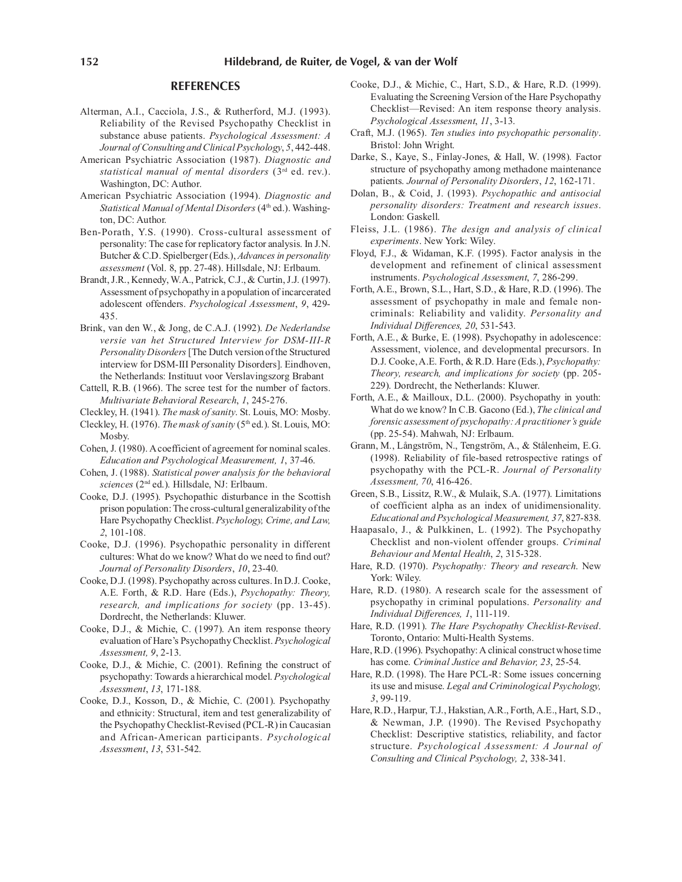## REFERENCES

Alterman, A.I., Cacciola, J.S., & Rutherford, M.J. (1993). Reliability of the Revised Psychopathy Checklist in substance abuse patients. *Psychological Assessment: A Journal of Consulting and Clinical Psychology*, *5*, 442-448.

American Psychiatric Association (1987). *Diagnostic and statistical manual of mental disorders* (3rd ed. rev.). Washington, DC: Author.

American Psychiatric Association (1994). *Diagnostic and Statistical Manual of Mental Disorders* (4th ed.). Washington, DC: Author.

Ben-Porath, Y.S. (1990). Cross-cultural assessment of personality: The case for replicatory factor analysis. In J.N. Butcher & C.D. Spielberger (Eds.), *Advances in personality assessment* (Vol. 8, pp. 27-48). Hillsdale, NJ: Erlbaum.

Brandt, J.R., Kennedy, W.A., Patrick, C.J., & Curtin, J.J. (1997). Assessment of psychopathy in a population of incarcerated adolescent offenders. *Psychological Assessment*, *9*, 429-435.

Brink, van den W., & Jong, de C.A.J. (1992). *De Nederlandse versie van het Structured Interview for DSM-III-R Personality Disorders* [The Dutch version of the Structured interview for DSM-III Personality Disorders]. Eindhoven, the Netherlands: Instituut voor Verslavingszorg Brabant

Cattell, R.B. (1966). The scree test for the number of factors. *Multivariate Behavioral Research*, *1*, 245-276.

Cleckley, H. (1941). *The mask of sanity*. St. Louis, MO: Mosby.

Cleckley, H. (1976). *The mask of sanity* (5th ed.). St. Louis, MO: Mosby.

Cohen, J. (1980). A coefficient of agreement for nominal scales. *Education and Psychological Measurement, 1*, 37-46.

Cohen, J. (1988). *Statistical power analysis for the behavioral sciences* (2nd ed.). Hillsdale, NJ: Erlbaum.

Cooke, D.J. (1995). Psychopathic disturbance in the Scottish prison population: The cross-cultural generalizability of the Hare Psychopathy Checklist. *Psychology, Crime, and Law, 2*, 101-108.

Cooke, D.J. (1996). Psychopathic personality in different cultures: What do we know? What do we need to find out? *Journal of Personality Disorders*, *10*, 23-40.

Cooke, D.J. (1998). Psychopathy across cultures. In D.J. Cooke, A.E. Forth, & R.D. Hare (Eds.), *Psychopathy: Theory, research, and implications for society* (pp. 13-45). Dordrecht, the Netherlands: Kluwer.

Cooke, D.J., & Michie, C. (1997). An item response theory evaluation of Hare's Psychopathy Checklist. *Psychological Assessment, 9*, 2-13.

Cooke, D.J., & Michie, C. (2001). Refining the construct of psychopathy: Towards a hierarchical model. *Psychological Assessment*, *13*, 171-188.

Cooke, D.J., Kosson, D., & Michie, C. (2001). Psychopathy and ethnicity: Structural, item and test generalizability of the Psychopathy Checklist-Revised (PCL-R) in Caucasian and African-American participants. *Psychological Assessment*, *13*, 531-542.

Cooke, D.J., & Michie, C., Hart, S.D., & Hare, R.D. (1999). Evaluating the Screening Version of the Hare Psychopathy Checklist—Revised: An item response theory analysis. *Psychological Assessment*, *11*, 3-13.

Craft, M.J. (1965). *Ten studies into psychopathic personality*. Bristol: John Wright.

Darke, S., Kaye, S., Finlay-Jones, & Hall, W. (1998). Factor structure of psychopathy among methadone maintenance patients. *Journal of Personality Disorders*, *12*, 162-171.

Dolan, B., & Coid, J. (1993). *Psychopathic and antisocial personality disorders: Treatment and research issues*. London: Gaskell.

Fleiss, J.L. (1986). *The design and analysis of clinical experiments*. New York: Wiley.

Floyd, F.J., & Widaman, K.F. (1995). Factor analysis in the development and refinement of clinical assessment instruments. *Psychological Assessment*, *7*, 286-299.

Forth, A.E., Brown, S.L., Hart, S.D., & Hare, R.D. (1996). The assessment of psychopathy in male and female noncriminals: Reliability and validity. *Personality and Individual Differences, 20*, 531-543.

Forth, A.E., & Burke, E. (1998). Psychopathy in adolescence: Assessment, violence, and developmental precursors. In D.J. Cooke, A.E. Forth, & R.D. Hare (Eds.), *Psychopathy: Theory, research, and implications for society* (pp. 205-229). Dordrecht, the Netherlands: Kluwer.

Forth, A.E., & Mailloux, D.L. (2000). Psychopathy in youth: What do we know? In C.B. Gacono (Ed.), *The clinical and forensic assessment of psychopathy: A practitioner's guide* (pp. 25-54). Mahwah, NJ: Erlbaum.

Grann, M., Långström, N., Tengström, A., & Stålenheim, E.G. (1998). Reliability of file-based retrospective ratings of psychopathy with the PCL-R. *Journal of Personality Assessment, 70*, 416-426.

Green, S.B., Lissitz, R.W., & Mulaik, S.A. (1977). Limitations of coefficient alpha as an index of unidimensionality. *Educational and Psychological Measurement, 37*, 827-838.

Haapasalo, J., & Pulkkinen, L. (1992). The Psychopathy Checklist and non-violent offender groups. *Criminal Behaviour and Mental Health*, *2*, 315-328.

Hare, R.D. (1970). *Psychopathy: Theory and research*. New York: Wiley.

Hare, R.D. (1980). A research scale for the assessment of psychopathy in criminal populations. *Personality and Individual Differences, 1*, 111-119.

Hare, R.D. (1991). *The Hare Psychopathy Checklist-Revised*. Toronto, Ontario: Multi-Health Systems.

Hare, R.D. (1996). Psychopathy: A clinical construct whose time has come. *Criminal Justice and Behavior, 23*, 25-54.

Hare, R.D. (1998). The Hare PCL-R: Some issues concerning its use and misuse. *Legal and Criminological Psychology, 3*, 99-119.

Hare, R.D., Harpur, T.J., Hakstian, A.R., Forth, A.E., Hart, S.D., & Newman, J.P. (1990). The Revised Psychopathy Checklist: Descriptive statistics, reliability, and factor structure. *Psychological Assessment: A Journal of Consulting and Clinical Psychology, 2*, 338-341.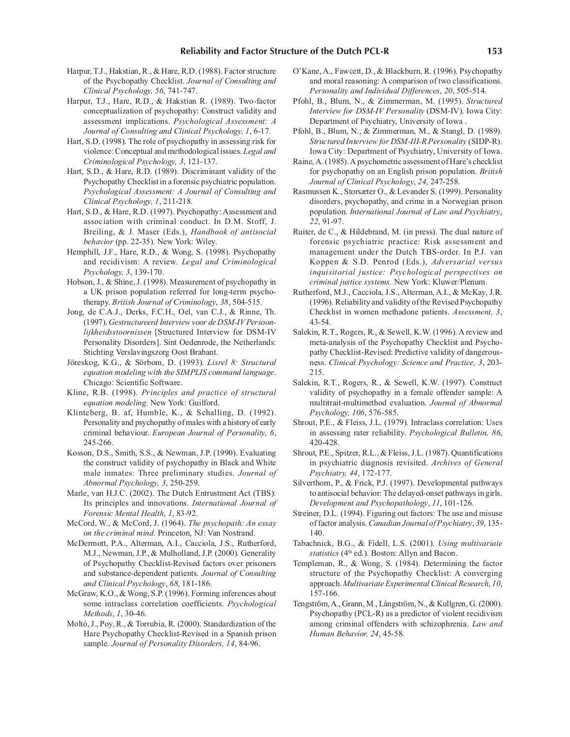Harpur, T.J., Hakstian, R., & Hare, R.D. (1988). Factor structure of the Psychopathy Checklist. *Journal of Consulting and Clinical Psychology, 56*, 741-747.

Harpur, T.J., Hare, R.D., & Hakstian R. (1989). Two-factor conceptualization of psychopathy: Construct validity and assessment implications. *Psychological Assessment: A Journal of Consulting and Clinical Psychology, 1*, 6-17.

Hart, S.D. (1998). The role of psychopathy in assessing risk for violence: Conceptual and methodological issues. *Legal and Criminological Psychology, 3*, 121-137.

Hart, S.D., & Hare, R.D. (1989). Discriminant validity of the Psychopathy Checklist in a forensic psychiatric population. *Psychological Assessment: A Journal of Consulting and Clinical Psychology, 1*, 211-218.

Hart, S.D., & Hare, R.D. (1997). Psychopathy: Assessment and association with criminal conduct. In D.M. Stoff, J. Breiling, & J. Maser (Eds.), *Handbook of antisocial behavior* (pp. 22-35). New York: Wiley.

Hemphill, J.F., Hare, R.D., & Wong, S. (1998). Psychopathy and recidivism: A review. *Legal and Criminological Psychology, 3*, 139-170.

Hobson, J., & Shine, J. (1998). Measurement of psychopathy in a UK prison population referred for long-term psychotherapy. *British Journal of Criminology*, *38*, 504-515.

Jong, de C.A.J., Derks, F.C.H., Oel, van C.J., & Rinne, Th. (1997). *Gestructureerd Interview voor de DSM-IV Persoonlijkheidsstoornissen* [Structured Interview for DSM-IV Personality Disorders]. Sint Oedenrode, the Netherlands: Stichting Verslavingszorg Oost Brabant.

Jöreskog, K.G., & Sörbom, D. (1993). *Lisrel 8: Structural equation modeling with the SIMPLIS command language*. Chicago: Scientific Software.

Kline, R.B. (1998). *Principles and practice of structural equation modeling*. New York: Guilford.

Klinteberg, B. af, Humble, K., & Schalling, D. (1992). Personality and psychopathy of males with a history of early criminal behaviour. *European Journal of Personality, 6*, 245-266.

Kosson, D.S., Smith, S.S., & Newman, J.P. (1990). Evaluating the construct validity of psychopathy in Black and White male inmates: Three preliminary studies. *Journal of Abnormal Psychology, 3*, 250-259.

Marle, van H.J.C. (2002). The Dutch Entrustment Act (TBS): Its principles and innovations. *International Journal of Forensic Mental Health*, *1*, 83-92.

McCord, W., & McCord, J. (1964). *The psychopath: An essay on the criminal mind*. Princeton, NJ: Van Nostrand.

McDermott, P.A., Alterman, A.I., Cacciola, J.S., Rutherford, M.J., Newman, J.P., & Mulholland, J.P. (2000). Generality of Psychopathy Checklist-Revised factors over prisoners and substance-dependent patients. *Journal of Consulting and Clinical Psychology*, *68*, 181-186.

McGraw, K.O., & Wong, S.P. (1996). Forming inferences about some intraclass correlation coefficients. *Psychological Methods*, *1*, 30-46.

Moltó, J., Poy, R., & Torrubia, R. (2000). Standardization of the Hare Psychopathy Checklist-Revised in a Spanish prison sample. *Journal of Personality Disorders, 14*, 84-96.

O'Kane, A., Fawcett, D., & Blackburn, R. (1996). Psychopathy and moral reasoning: A comparison of two classifications. *Personality and Individual Differences*, *20*, 505-514.

Pfohl, B., Blum, N., & Zimmerman, M. (1995). *Structured Interview for DSM-IV Personality* (DSM-IV). Iowa City: Department of Psychiatry, University of Iowa .

Pfohl, B., Blum, N., & Zimmerman, M., & Stangl, D. (1989). *Structured Interview for DSM-III-R Personality* (SIDP-R). Iowa City: Department of Psychiatry, University of Iowa.

Raine, A. (1985). A psychometric assessment of Hare's checklist for psychopathy on an English prison population. *British Journal of Clinical Psychology*, *24*, 247-258.

Rasmussen K., Storsæter O., & Levander S. (1999). Personality disorders, psychopathy, and crime in a Norwegian prison population. *International Journal of Law and Psychiatry*, *22*, 91-97.

Ruiter, de C., & Hildebrand, M. (in press). The dual nature of forensic psychiatric practice: Risk assessment and management under the Dutch TBS-order. In P.J. van Koppen & S.D. Penrod (Eds.), *Adversarial versus inquisitorial justice: Psychological perspectives on criminal justice systems.* New York: Kluwer/Plenum.

Rutherford, M.J., Cacciola, J.S., Alterman, A.I., & McKay, J.R. (1996). Reliability and validity of the Revised Psychopathy Checklist in women methadone patients. *Assessment, 3*, 43-54.

Salekin, R.T., Rogers, R., & Sewell, K.W. (1996). A review and meta-analysis of the Psychopathy Checklist and Psychopathy Checklist-Revised: Predictive validity of dangerousness. *Clinical Psychology: Science and Practice, 3*, 203-215.

Salekin, R.T., Rogers, R., & Sewell, K.W. (1997). Construct validity of psychopathy in a female offender sample: A multitrait-multimethod evaluation. *Journal of Abnormal Psychology, 106*, 576-585.

Shrout, P.E., & Fleiss, J.L. (1979). Intraclass correlation: Uses in assessing rater reliability. *Psychological Bulletin, 86*, 420-428.

Shrout, P.E., Spitzer, R.L., & Fleiss, J.L. (1987). Quantifications in psychiatric diagnosis revisited. *Archives of General Psychiatry, 44*, 172-177.

Silverthorn, P., & Frick, P.J. (1997). Developmental pathways to antisocial behavior: The delayed-onset pathways in girls. *Development and Psychopathology*, *11*, 101-126.

Streiner, D.L. (1994). Figuring out factors: The use and misuse of factor analysis. *Canadian Journal of Psychiatry*, *39*, 135-140.

Tabachnick, B.G., & Fidell, L.S. (2001). *Using multivariate statistics* (4th ed.). Boston: Allyn and Bacon.

Templeman, R., & Wong, S. (1984). Determining the factor structure of the Psychopathy Checklist: A converging approach. *Multivariate Experimental Clinical Research*, *10*, 157-166.

Tengström, A., Grann, M., Långström, N., & Kullgren, G. (2000). Psychopathy (PCL-R) as a predictor of violent recidivism among criminal offenders with schizophrenia. *Law and Human Behavior, 24*, 45-58.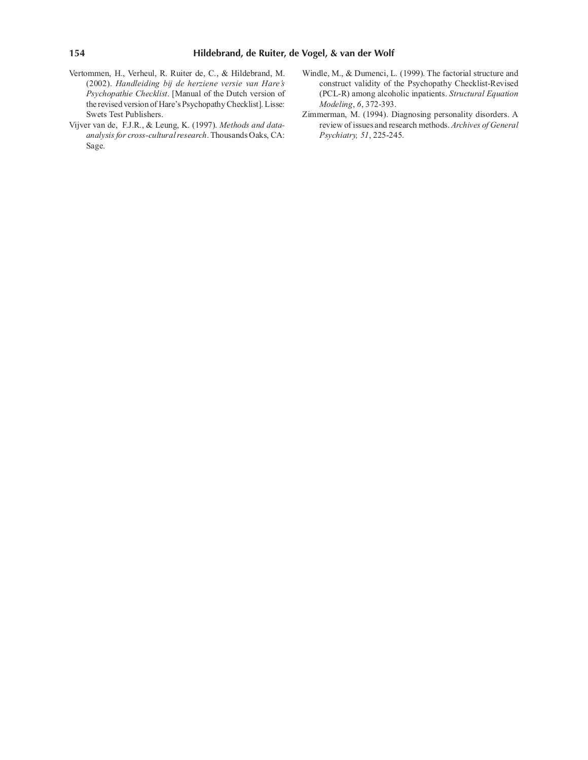Vertommen, H., Verheul, R. Ruiter de, C., & Hildebrand, M. (2002). *Handleiding bij de herziene versie van Hare's Psychopathie Checklist*. [Manual of the Dutch version of the revised version of Hare's Psychopathy Checklist]. Lisse: Swets Test Publishers.

Vijver van de, F.J.R., & Leung, K. (1997). *Methods and data-analysis for cross-cultural research*. Thousands Oaks, CA: Sage.

Windle, M., & Dumenci, L. (1999). The factorial structure and construct validity of the Psychopathy Checklist-Revised (PCL-R) among alcoholic inpatients. *Structural Equation Modeling*, *6*, 372-393.

Zimmerman, M. (1994). Diagnosing personality disorders. A review of issues and research methods. *Archives of General Psychiatry, 51*, 225-245.